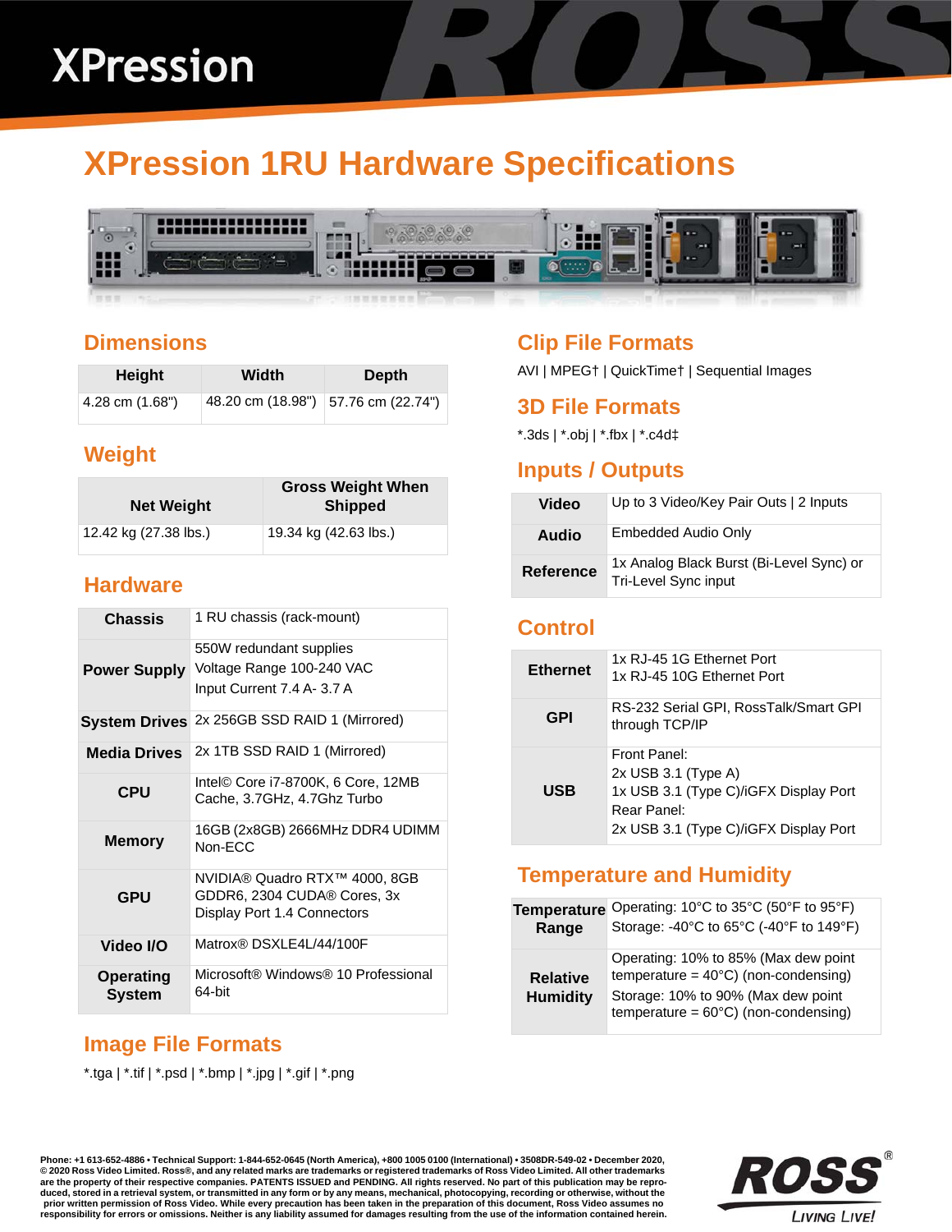# XPression

## XPression 1RU Hardware Specifications

### Dimensions

| Height | Width | Depth |
|---|---|---|
| 4.28 cm (1.68") | 48.20 cm (18.98") | 57.76 cm (22.74") |

### Weight

| Net Weight | Gross Weight When Shipped |
|---|---|
| 12.42 kg (27.38 lbs.) | 19.34 kg (42.63 lbs.) |

### Hardware

| | |
|---|---|
| **Chassis** | 1 RU chassis (rack-mount) |
| **Power Supply** | 550W redundant supplies<br>Voltage Range 100-240 VAC<br>Input Current 7.4 A- 3.7 A |
| **System Drives** | 2x 256GB SSD RAID 1 (Mirrored) |
| **Media Drives** | 2x 1TB SSD RAID 1 (Mirrored) |
| **CPU** | Intel© Core i7-8700K, 6 Core, 12MB Cache, 3.7GHz, 4.7Ghz Turbo |
| **Memory** | 16GB (2x8GB) 2666MHz DDR4 UDIMM Non-ECC |
| **GPU** | NVIDIA® Quadro RTX™ 4000, 8GB GDDR6, 2304 CUDA® Cores, 3x Display Port 1.4 Connectors |
| **Video I/O** | Matrox® DSXLE4L/44/100F |
| **Operating System** | Microsoft® Windows® 10 Professional 64-bit |

### Image File Formats

*.tga | *.tif | *.psd | *.bmp | *.jpg | *.gif | *.png

### Clip File Formats

AVI | MPEG† | QuickTime† | Sequential Images

### 3D File Formats

*.3ds | *.obj | *.fbx | *.c4d‡

### Inputs / Outputs

| | |
|---|---|
| **Video** | Up to 3 Video/Key Pair Outs \| 2 Inputs |
| **Audio** | Embedded Audio Only |
| **Reference** | 1x Analog Black Burst (Bi-Level Sync) or Tri-Level Sync input |

### Control

| | |
|---|---|
| **Ethernet** | 1x RJ-45 1G Ethernet Port<br>1x RJ-45 10G Ethernet Port |
| **GPI** | RS-232 Serial GPI, RossTalk/Smart GPI through TCP/IP |
| **USB** | Front Panel:<br>2x USB 3.1 (Type A)<br>1x USB 3.1 (Type C)/iGFX Display Port<br>Rear Panel:<br>2x USB 3.1 (Type C)/iGFX Display Port |

### Temperature and Humidity

| | |
|---|---|
| **Temperature Range** | Operating: 10°C to 35°C (50°F to 95°F)<br>Storage: -40°C to 65°C (-40°F to 149°F) |
| **Relative Humidity** | Operating: 10% to 85% (Max dew point temperature = 40°C) (non-condensing)<br>Storage: 10% to 90% (Max dew point temperature = 60°C) (non-condensing) |

Phone: +1 613-652-4886 • Technical Support: 1-844-652-0645 (North America), +800 1005 0100 (International) • 3508DR-549-02 • December 2020, © 2020 Ross Video Limited. Ross®, and any related marks are trademarks or registered trademarks of Ross Video Limited. All other trademarks are the property of their respective companies. PATENTS ISSUED and PENDING. All rights reserved. No part of this publication may be reproduced, stored in a retrieval system, or transmitted in any form or by any means, mechanical, photocopying, recording or otherwise, without the prior written permission of Ross Video. While every precaution has been taken in the preparation of this document, Ross Video assumes no responsibility for errors or omissions. Neither is any liability assumed for damages resulting from the use of the information contained herein.

ROSS® LIVING LIVE!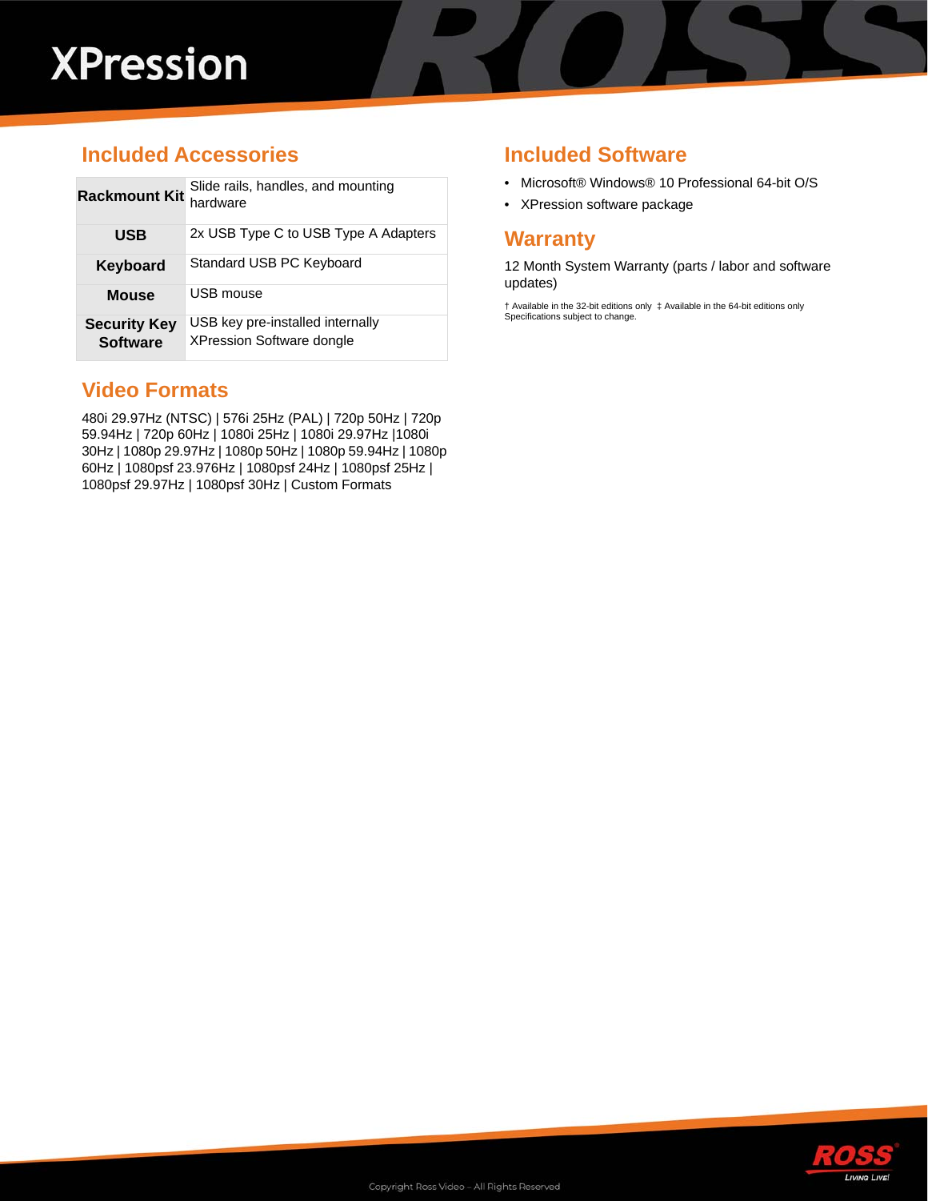## Included Accessories

| | |
|---|---|
| **Rackmount Kit** | Slide rails, handles, and mounting hardware |
| **USB** | 2x USB Type C to USB Type A Adapters |
| **Keyboard** | Standard USB PC Keyboard |
| **Mouse** | USB mouse |
| **Security Key Software** | USB key pre-installed internally XPression Software dongle |

## Video Formats

480i 29.97Hz (NTSC) | 576i 25Hz (PAL) | 720p 50Hz | 720p 59.94Hz | 720p 60Hz | 1080i 25Hz | 1080i 29.97Hz |1080i 30Hz | 1080p 29.97Hz | 1080p 50Hz | 1080p 59.94Hz | 1080p 60Hz | 1080psf 23.976Hz | 1080psf 24Hz | 1080psf 25Hz | 1080psf 29.97Hz | 1080psf 30Hz | Custom Formats

## Included Software

- Microsoft® Windows® 10 Professional 64-bit O/S
- XPression software package

## Warranty

12 Month System Warranty (parts / labor and software updates)

† Available in the 32-bit editions only ‡ Available in the 64-bit editions only
Specifications subject to change.